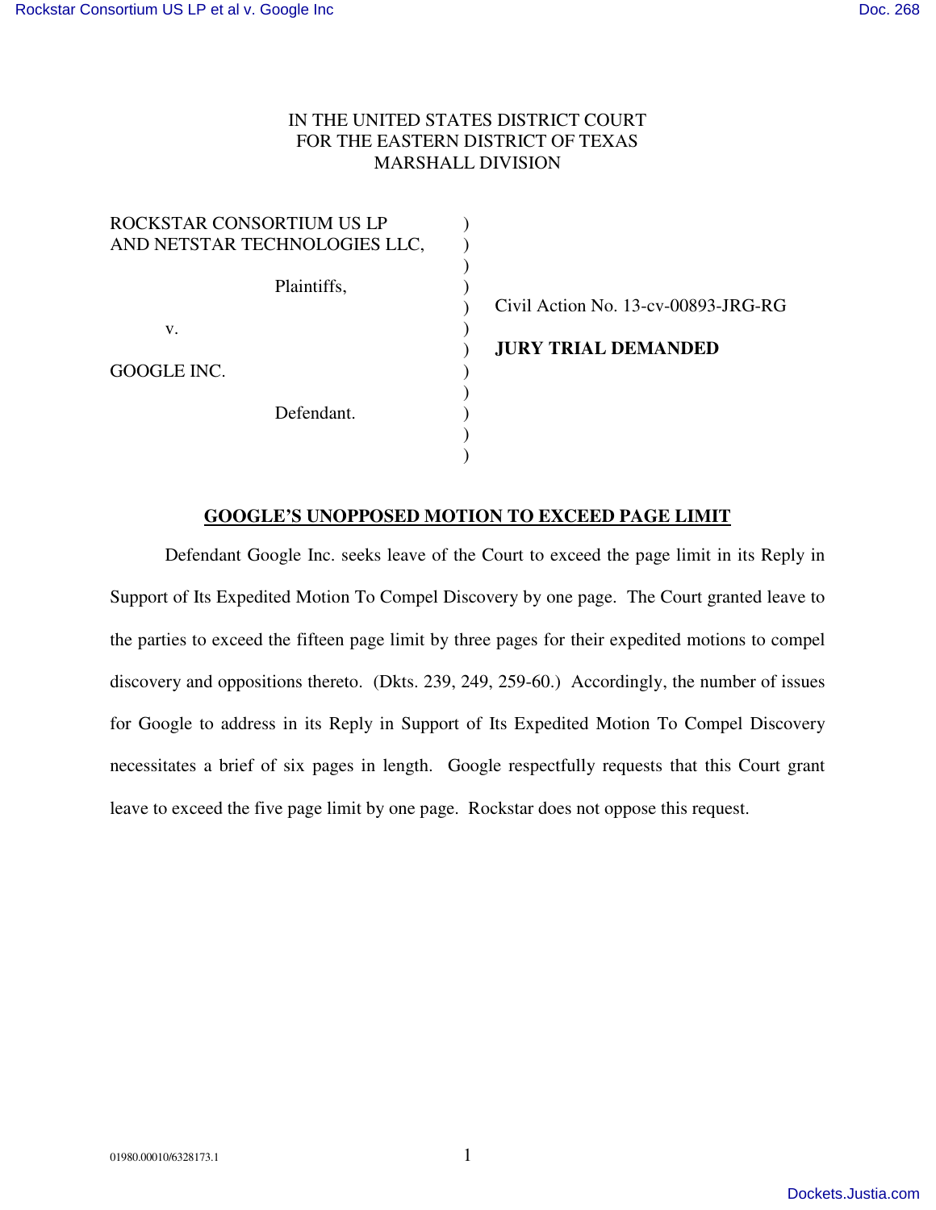IN THE UNITED STATES DISTRICT COURT
FOR THE EASTERN DISTRICT OF TEXAS
MARSHALL DIVISION

| | | |
|---|---|---|
| ROCKSTAR CONSORTIUM US LP AND NETSTAR TECHNOLOGIES LLC, | ) | |
| Plaintiffs, | ) | Civil Action No. 13-cv-00893-JRG-RG |
| v. | ) | **JURY TRIAL DEMANDED** |
| GOOGLE INC. | ) | |
| Defendant. | ) | |

## GOOGLE'S UNOPPOSED MOTION TO EXCEED PAGE LIMIT

Defendant Google Inc. seeks leave of the Court to exceed the page limit in its Reply in Support of Its Expedited Motion To Compel Discovery by one page. The Court granted leave to the parties to exceed the fifteen page limit by three pages for their expedited motions to compel discovery and oppositions thereto. (Dkts. 239, 249, 259-60.) Accordingly, the number of issues for Google to address in its Reply in Support of Its Expedited Motion To Compel Discovery necessitates a brief of six pages in length. Google respectfully requests that this Court grant leave to exceed the five page limit by one page. Rockstar does not oppose this request.

01980.00010/6328173.1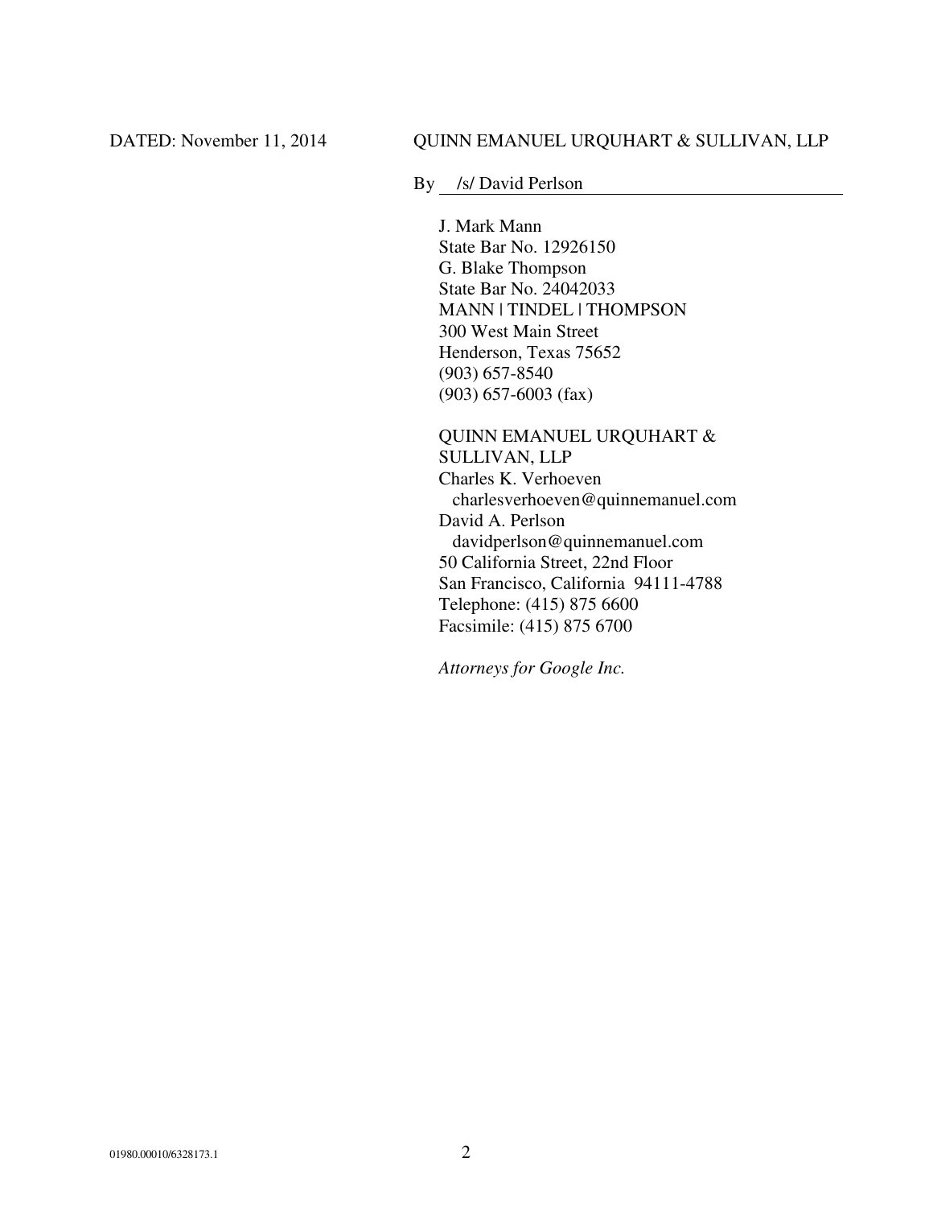DATED: November 11, 2014

QUINN EMANUEL URQUHART & SULLIVAN, LLP

By /s/ David Perlson

J. Mark Mann
State Bar No. 12926150
G. Blake Thompson
State Bar No. 24042033
MANN | TINDEL | THOMPSON
300 West Main Street
Henderson, Texas 75652
(903) 657-8540
(903) 657-6003 (fax)

QUINN EMANUEL URQUHART &
SULLIVAN, LLP
Charles K. Verhoeven
charlesverhoeven@quinnemanuel.com
David A. Perlson
davidperlson@quinnemanuel.com
50 California Street, 22nd Floor
San Francisco, California 94111-4788
Telephone: (415) 875 6600
Facsimile: (415) 875 6700

*Attorneys for Google Inc.*

01980.00010/6328173.1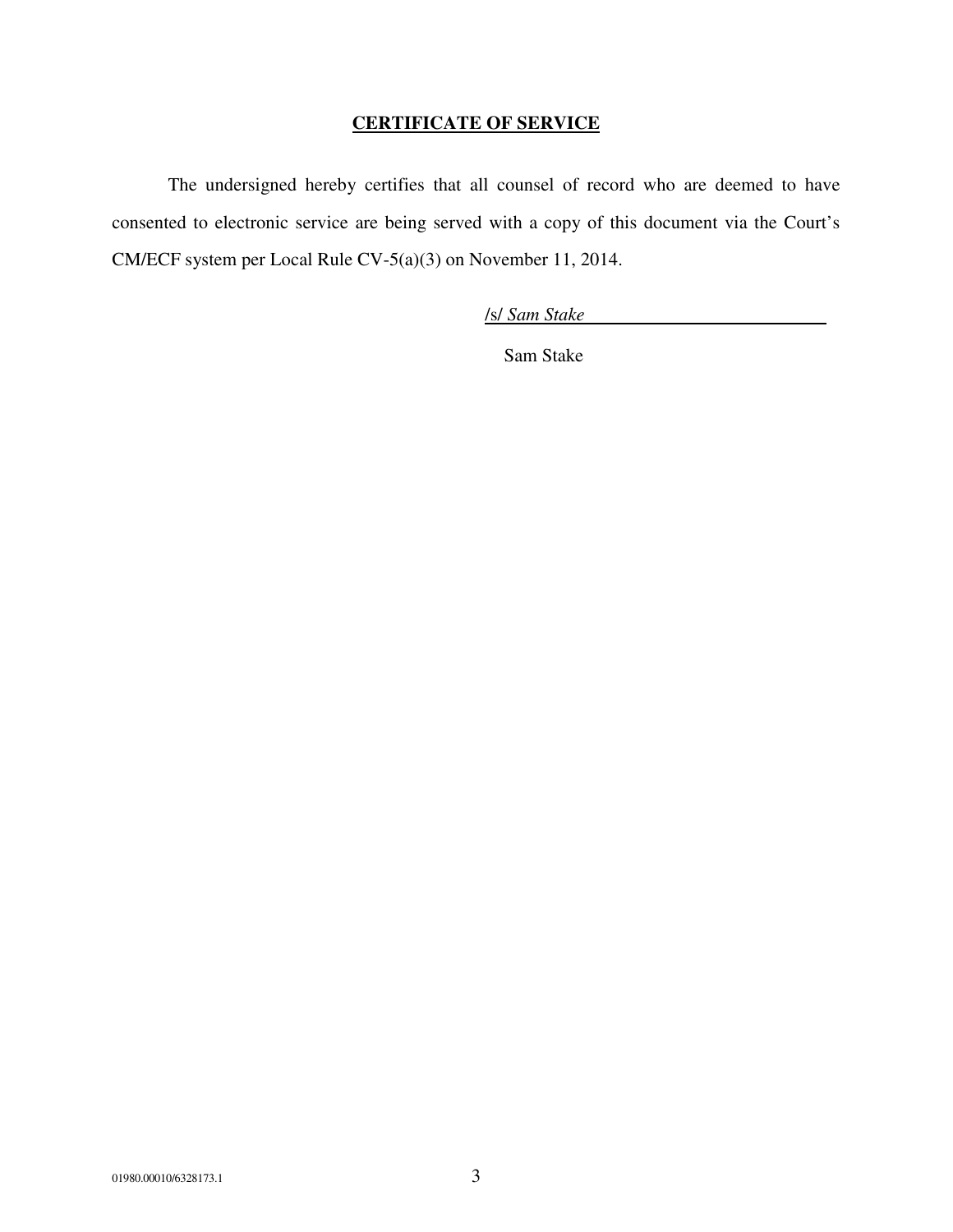## **CERTIFICATE OF SERVICE**

The undersigned hereby certifies that all counsel of record who are deemed to have consented to electronic service are being served with a copy of this document via the Court's CM/ECF system per Local Rule CV-5(a)(3) on November 11, 2014.

/s/ *Sam Stake*

Sam Stake

01980.00010/6328173.1